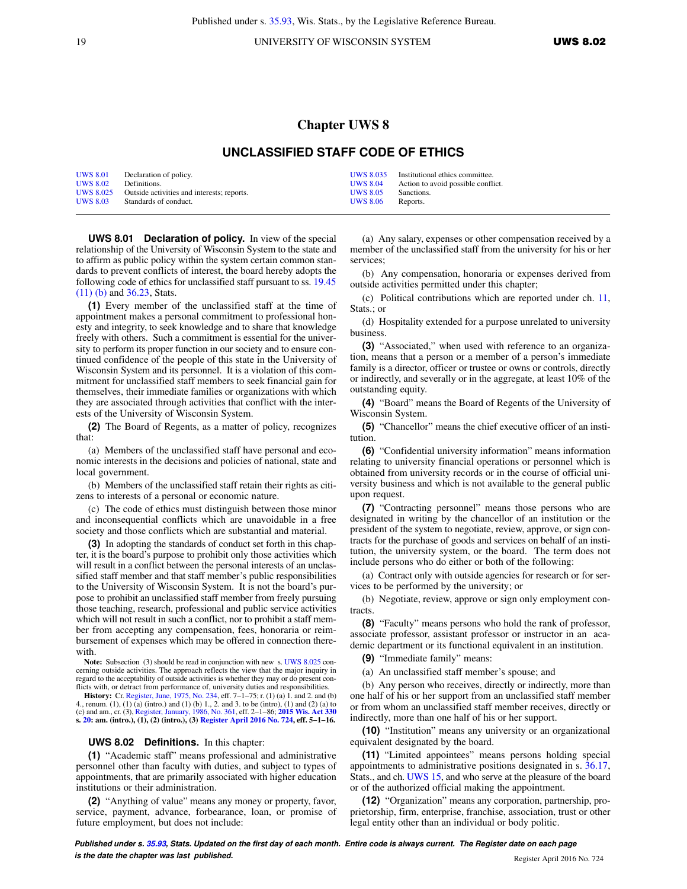# Chapter UWS 8

## UNCLASSIFIED STAFF CODE OF ETHICS

| | | | |
|---|---|---|---|
| UWS 8.01 | Declaration of policy. | UWS 8.035 | Institutional ethics committee. |
| UWS 8.02 | Definitions. | UWS 8.04 | Action to avoid possible conflict. |
| UWS 8.025 | Outside activities and interests; reports. | UWS 8.05 | Sanctions. |
| UWS 8.03 | Standards of conduct. | UWS 8.06 | Reports. |

**UWS 8.01 Declaration of policy.** In view of the special relationship of the University of Wisconsin System to the state and to affirm as public policy within the system certain common standards to prevent conflicts of interest, the board hereby adopts the following code of ethics for unclassified staff pursuant to ss. 19.45 (11) (b) and 36.23, Stats.

**(1)** Every member of the unclassified staff at the time of appointment makes a personal commitment to professional honesty and integrity, to seek knowledge and to share that knowledge freely with others. Such a commitment is essential for the university to perform its proper function in our society and to ensure continued confidence of the people of this state in the University of Wisconsin System and its personnel. It is a violation of this commitment for unclassified staff members to seek financial gain for themselves, their immediate families or organizations with which they are associated through activities that conflict with the interests of the University of Wisconsin System.

**(2)** The Board of Regents, as a matter of policy, recognizes that:

(a) Members of the unclassified staff have personal and economic interests in the decisions and policies of national, state and local government.

(b) Members of the unclassified staff retain their rights as citizens to interests of a personal or economic nature.

(c) The code of ethics must distinguish between those minor and inconsequential conflicts which are unavoidable in a free society and those conflicts which are substantial and material.

**(3)** In adopting the standards of conduct set forth in this chapter, it is the board's purpose to prohibit only those activities which will result in a conflict between the personal interests of an unclassified staff member and that staff member's public responsibilities to the University of Wisconsin System. It is not the board's purpose to prohibit an unclassified staff member from freely pursuing those teaching, research, professional and public service activities which will not result in such a conflict, nor to prohibit a staff member from accepting any compensation, fees, honoraria or reimbursement of expenses which may be offered in connection therewith.

**Note:** Subsection (3) should be read in conjunction with new s. UWS 8.025 concerning outside activities. The approach reflects the view that the major inquiry in regard to the acceptability of outside activities is whether they may or do present conflicts with, or detract from performance of, university duties and responsibilities.

**History:** Cr. Register, June, 1975, No. 234, eff. 7–1–75; r. (1) (a) 1. and 2. and (b) 4., renum. (1), (1) (a) (intro.) and (1) (b) 1., 2. and 3. to be (intro), (1) and (2) (a) to (c) and am., cr. (3), Register, January, 1986, No. 361, eff. 2–1–86; **2015 Wis. Act 330 s. 20: am. (intro.), (1), (2) (intro.), (3) Register April 2016 No. 724, eff. 5–1–16.**

**UWS 8.02 Definitions.** In this chapter:

**(1)** "Academic staff" means professional and administrative personnel other than faculty with duties, and subject to types of appointments, that are primarily associated with higher education institutions or their administration.

**(2)** "Anything of value" means any money or property, favor, service, payment, advance, forbearance, loan, or promise of future employment, but does not include:

(a) Any salary, expenses or other compensation received by a member of the unclassified staff from the university for his or her services;

(b) Any compensation, honoraria or expenses derived from outside activities permitted under this chapter;

(c) Political contributions which are reported under ch. 11, Stats.; or

(d) Hospitality extended for a purpose unrelated to university business.

**(3)** "Associated," when used with reference to an organization, means that a person or a member of a person's immediate family is a director, officer or trustee or owns or controls, directly or indirectly, and severally or in the aggregate, at least 10% of the outstanding equity.

**(4)** "Board" means the Board of Regents of the University of Wisconsin System.

**(5)** "Chancellor" means the chief executive officer of an institution.

**(6)** "Confidential university information" means information relating to university financial operations or personnel which is obtained from university records or in the course of official university business and which is not available to the general public upon request.

**(7)** "Contracting personnel" means those persons who are designated in writing by the chancellor of an institution or the president of the system to negotiate, review, approve, or sign contracts for the purchase of goods and services on behalf of an institution, the university system, or the board. The term does not include persons who do either or both of the following:

(a) Contract only with outside agencies for research or for services to be performed by the university; or

(b) Negotiate, review, approve or sign only employment contracts.

**(8)** "Faculty" means persons who hold the rank of professor, associate professor, assistant professor or instructor in an academic department or its functional equivalent in an institution.

**(9)** "Immediate family" means:

(a) An unclassified staff member's spouse; and

(b) Any person who receives, directly or indirectly, more than one half of his or her support from an unclassified staff member or from whom an unclassified staff member receives, directly or indirectly, more than one half of his or her support.

**(10)** "Institution" means any university or an organizational equivalent designated by the board.

**(11)** "Limited appointees" means persons holding special appointments to administrative positions designated in s. 36.17, Stats., and ch. UWS 15, and who serve at the pleasure of the board or of the authorized official making the appointment.

**(12)** "Organization" means any corporation, partnership, proprietorship, firm, enterprise, franchise, association, trust or other legal entity other than an individual or body politic.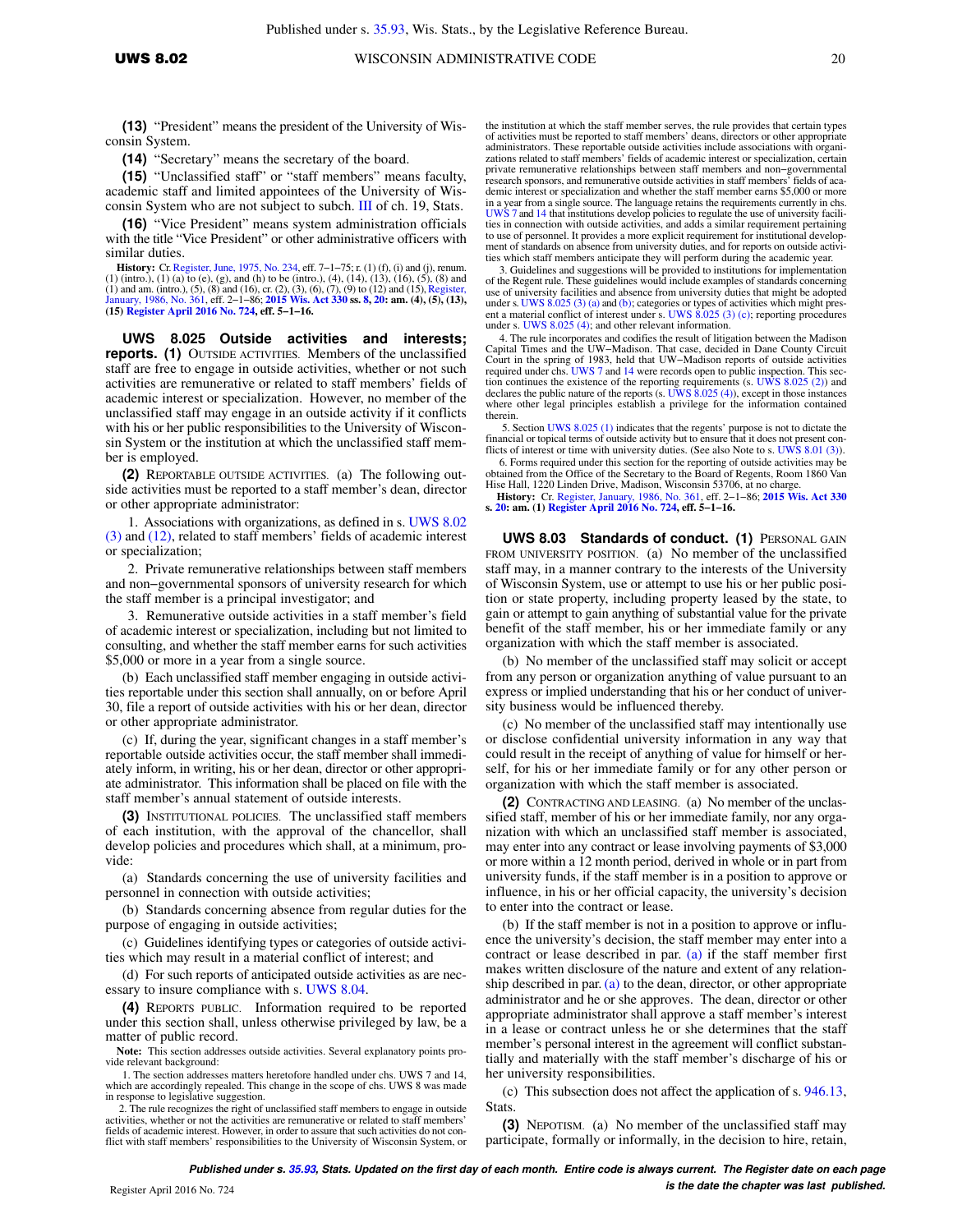**(13)** "President" means the president of the University of Wisconsin System.

**(14)** "Secretary" means the secretary of the board.

**(15)** "Unclassified staff" or "staff members" means faculty, academic staff and limited appointees of the University of Wisconsin System who are not subject to subch. III of ch. 19, Stats.

**(16)** "Vice President" means system administration officials with the title "Vice President" or other administrative officers with similar duties.

**History:** Cr. Register, June, 1975, No. 234, eff. 7−1−75; r. (1) (f), (i) and (j), renum. (1) (intro.), (1) (a) to (e), (g), and (h) to be (intro.), (4), (14), (13), (16), (5), (8) and (1) and am. (intro.), (5), (8) and (16), cr. (2), (3), (6), (7), (9) to (12) and (15), Register, January, 1986, No. 361, eff. 2−1−86; **2015 Wis. Act 330 ss. 8, 20: am. (4), (5), (13), (15) Register April 2016 No. 724, eff. 5−1−16.**

**UWS 8.025 Outside activities and interests; reports. (1)** OUTSIDE ACTIVITIES. Members of the unclassified staff are free to engage in outside activities, whether or not such activities are remunerative or related to staff members' fields of academic interest or specialization. However, no member of the unclassified staff may engage in an outside activity if it conflicts with his or her public responsibilities to the University of Wisconsin System or the institution at which the unclassified staff member is employed.

**(2)** REPORTABLE OUTSIDE ACTIVITIES. (a) The following outside activities must be reported to a staff member's dean, director or other appropriate administrator:

1. Associations with organizations, as defined in s. UWS 8.02 (3) and (12), related to staff members' fields of academic interest or specialization;

2. Private remunerative relationships between staff members and non−governmental sponsors of university research for which the staff member is a principal investigator; and

3. Remunerative outside activities in a staff member's field of academic interest or specialization, including but not limited to consulting, and whether the staff member earns for such activities $5,000 or more in a year from a single source.

(b) Each unclassified staff member engaging in outside activities reportable under this section shall annually, on or before April 30, file a report of outside activities with his or her dean, director or other appropriate administrator.

(c) If, during the year, significant changes in a staff member's reportable outside activities occur, the staff member shall immediately inform, in writing, his or her dean, director or other appropriate administrator. This information shall be placed on file with the staff member's annual statement of outside interests.

**(3)** INSTITUTIONAL POLICIES. The unclassified staff members of each institution, with the approval of the chancellor, shall develop policies and procedures which shall, at a minimum, provide:

(a) Standards concerning the use of university facilities and personnel in connection with outside activities;

(b) Standards concerning absence from regular duties for the purpose of engaging in outside activities;

(c) Guidelines identifying types or categories of outside activities which may result in a material conflict of interest; and

(d) For such reports of anticipated outside activities as are necessary to insure compliance with s. UWS 8.04.

**(4)** REPORTS PUBLIC. Information required to be reported under this section shall, unless otherwise privileged by law, be a matter of public record.

**Note:** This section addresses outside activities. Several explanatory points provide relevant background:

1. The section addresses matters heretofore handled under chs. UWS 7 and 14, which are accordingly repealed. This change in the scope of chs. UWS 8 was made in response to legislative suggestion.

2. The rule recognizes the right of unclassified staff members to engage in outside activities, whether or not the activities are remunerative or related to staff members' fields of academic interest. However, in order to assure that such activities do not conflict with staff members' responsibilities to the University of Wisconsin System, or the institution at which the staff member serves, the rule provides that certain types of activities must be reported to staff members' deans, directors or other appropriate administrators. These reportable outside activities include associations with organizations related to staff members' fields of academic interest or specialization, certain private remunerative relationships between staff members and non−governmental research sponsors, and remunerative outside activities in staff members' fields of academic interest or specialization and whether the staff member earns $5,000 or more in a year from a single source. The language retains the requirements currently in chs. UWS 7 and 14 that institutions develop policies to regulate the use of university facilities in connection with outside activities, and adds a similar requirement pertaining to use of personnel. It provides a more explicit requirement for institutional development of standards on absence from university duties, and for reports on outside activities which staff members anticipate they will perform during the academic year.

3. Guidelines and suggestions will be provided to institutions for implementation of the Regent rule. These guidelines would include examples of standards concerning use of university facilities and absence from university duties that might be adopted under s. UWS 8.025 (3) (a) and (b); categories or types of activities which might present a material conflict of interest under s. UWS 8.025 (3) (c); reporting procedures under s. UWS 8.025 (4); and other relevant information.

4. The rule incorporates and codifies the result of litigation between the Madison Capital Times and the UW−Madison. That case, decided in Dane County Circuit Court in the spring of 1983, held that UW−Madison reports of outside activities required under chs. UWS 7 and 14 were records open to public inspection. This section continues the existence of the reporting requirements (s. UWS 8.025 (2)) and declares the public nature of the reports (s. UWS 8.025 (4)), except in those instances where other legal principles establish a privilege for the information contained therein.

5. Section UWS 8.025 (1) indicates that the regents' purpose is not to dictate the financial or topical terms of outside activity but to ensure that it does not present conflicts of interest or time with university duties. (See also Note to s. UWS 8.01 (3)).

6. Forms required under this section for the reporting of outside activities may be obtained from the Office of the Secretary to the Board of Regents, Room 1860 Van Hise Hall, 1220 Linden Drive, Madison, Wisconsin 53706, at no charge.

**History:** Cr. Register, January, 1986, No. 361, eff. 2−1−86; **2015 Wis. Act 330 s. 20: am. (1) Register April 2016 No. 724, eff. 5−1−16.**

**UWS 8.03 Standards of conduct. (1)** PERSONAL GAIN FROM UNIVERSITY POSITION. (a) No member of the unclassified staff may, in a manner contrary to the interests of the University of Wisconsin System, use or attempt to use his or her public position or state property, including property leased by the state, to gain or attempt to gain anything of substantial value for the private benefit of the staff member, his or her immediate family or any organization with which the staff member is associated.

(b) No member of the unclassified staff may solicit or accept from any person or organization anything of value pursuant to an express or implied understanding that his or her conduct of university business would be influenced thereby.

(c) No member of the unclassified staff may intentionally use or disclose confidential university information in any way that could result in the receipt of anything of value for himself or herself, for his or her immediate family or for any other person or organization with which the staff member is associated.

**(2)** CONTRACTING AND LEASING. (a) No member of the unclassified staff, member of his or her immediate family, nor any organization with which an unclassified staff member is associated, may enter into any contract or lease involving payments of $3,000 or more within a 12 month period, derived in whole or in part from university funds, if the staff member is in a position to approve or influence, in his or her official capacity, the university's decision to enter into the contract or lease.

(b) If the staff member is not in a position to approve or influence the university's decision, the staff member may enter into a contract or lease described in par. (a) if the staff member first makes written disclosure of the nature and extent of any relationship described in par. (a) to the dean, director, or other appropriate administrator and he or she approves. The dean, director or other appropriate administrator shall approve a staff member's interest in a lease or contract unless he or she determines that the staff member's personal interest in the agreement will conflict substantially and materially with the staff member's discharge of his or her university responsibilities.

(c) This subsection does not affect the application of s. 946.13, Stats.

**(3)** NEPOTISM. (a) No member of the unclassified staff may participate, formally or informally, in the decision to hire, retain,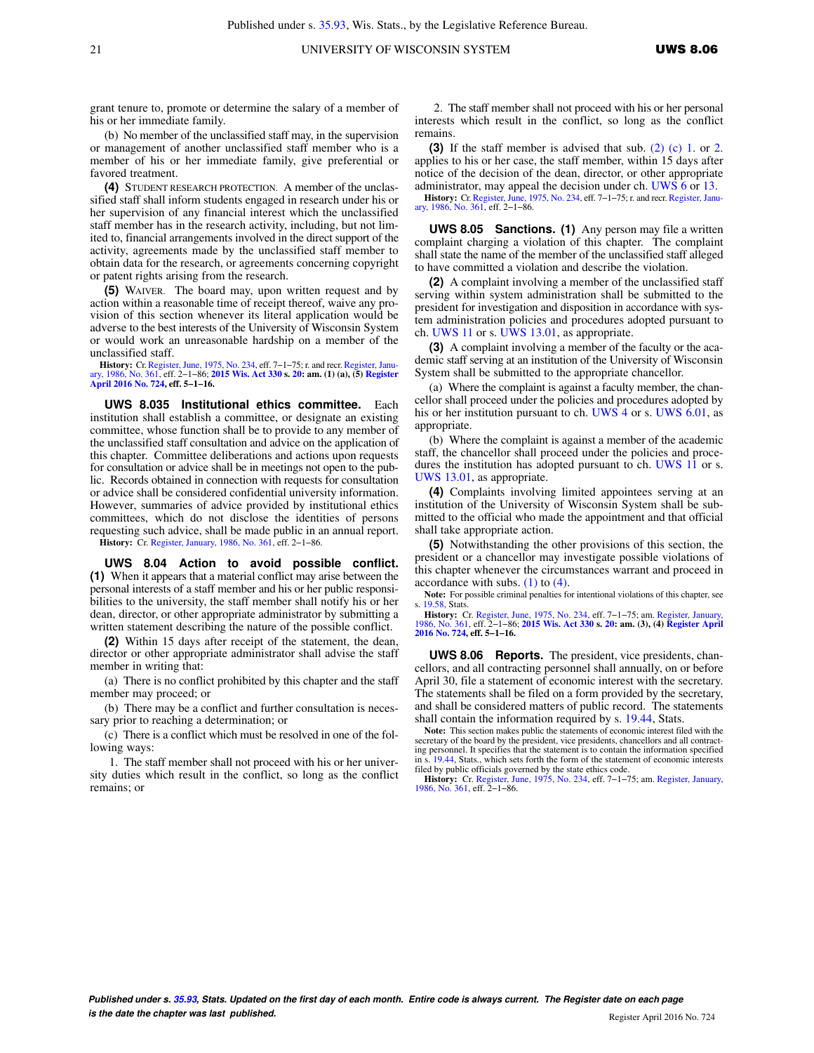grant tenure to, promote or determine the salary of a member of his or her immediate family.

(b) No member of the unclassified staff may, in the supervision or management of another unclassified staff member who is a member of his or her immediate family, give preferential or favored treatment.

**(4)** STUDENT RESEARCH PROTECTION. A member of the unclassified staff shall inform students engaged in research under his or her supervision of any financial interest which the unclassified staff member has in the research activity, including, but not limited to, financial arrangements involved in the direct support of the activity, agreements made by the unclassified staff member to obtain data for the research, or agreements concerning copyright or patent rights arising from the research.

**(5)** WAIVER. The board may, upon written request and by action within a reasonable time of receipt thereof, waive any provision of this section whenever its literal application would be adverse to the best interests of the University of Wisconsin System or would work an unreasonable hardship on a member of the unclassified staff.

**History:** Cr. Register, June, 1975, No. 234, eff. 7–1–75; r. and recr. Register, January, 1986, No. 361, eff. 2–1–86; **2015 Wis. Act 330 s. 20: am. (1) (a), (5) Register April 2016 No. 724, eff. 5–1–16.**

**UWS 8.035 Institutional ethics committee.** Each institution shall establish a committee, or designate an existing committee, whose function shall be to provide to any member of the unclassified staff consultation and advice on the application of this chapter. Committee deliberations and actions upon requests for consultation or advice shall be in meetings not open to the public. Records obtained in connection with requests for consultation or advice shall be considered confidential university information. However, summaries of advice provided by institutional ethics committees, which do not disclose the identities of persons requesting such advice, shall be made public in an annual report.

**History:** Cr. Register, January, 1986, No. 361, eff. 2–1–86.

**UWS 8.04 Action to avoid possible conflict.** **(1)** When it appears that a material conflict may arise between the personal interests of a staff member and his or her public responsibilities to the university, the staff member shall notify his or her dean, director, or other appropriate administrator by submitting a written statement describing the nature of the possible conflict.

**(2)** Within 15 days after receipt of the statement, the dean, director or other appropriate administrator shall advise the staff member in writing that:

(a) There is no conflict prohibited by this chapter and the staff member may proceed; or

(b) There may be a conflict and further consultation is necessary prior to reaching a determination; or

(c) There is a conflict which must be resolved in one of the following ways:

1. The staff member shall not proceed with his or her university duties which result in the conflict, so long as the conflict remains; or

2. The staff member shall not proceed with his or her personal interests which result in the conflict, so long as the conflict remains.

**(3)** If the staff member is advised that sub. (2) (c) 1. or 2. applies to his or her case, the staff member, within 15 days after notice of the decision of the dean, director, or other appropriate administrator, may appeal the decision under ch. UWS 6 or 13.

**History:** Cr. Register, June, 1975, No. 234, eff. 7–1–75; r. and recr. Register, January, 1986, No. 361, eff. 2–1–86.

**UWS 8.05 Sanctions.** **(1)** Any person may file a written complaint charging a violation of this chapter. The complaint shall state the name of the member of the unclassified staff alleged to have committed a violation and describe the violation.

**(2)** A complaint involving a member of the unclassified staff serving within system administration shall be submitted to the president for investigation and disposition in accordance with system administration policies and procedures adopted pursuant to ch. UWS 11 or s. UWS 13.01, as appropriate.

**(3)** A complaint involving a member of the faculty or the academic staff serving at an institution of the University of Wisconsin System shall be submitted to the appropriate chancellor.

(a) Where the complaint is against a faculty member, the chancellor shall proceed under the policies and procedures adopted by his or her institution pursuant to ch. UWS 4 or s. UWS 6.01, as appropriate.

(b) Where the complaint is against a member of the academic staff, the chancellor shall proceed under the policies and procedures the institution has adopted pursuant to ch. UWS 11 or s. UWS 13.01, as appropriate.

**(4)** Complaints involving limited appointees serving at an institution of the University of Wisconsin System shall be submitted to the official who made the appointment and that official shall take appropriate action.

**(5)** Notwithstanding the other provisions of this section, the president or a chancellor may investigate possible violations of this chapter whenever the circumstances warrant and proceed in accordance with subs. (1) to (4).

**Note:** For possible criminal penalties for intentional violations of this chapter, see s. 19.58, Stats.

**History:** Cr. Register, June, 1975, No. 234, eff. 7–1–75; am. Register, January, 1986, No. 361, eff. 2–1–86; **2015 Wis. Act 330 s. 20: am. (3), (4) Register April 2016 No. 724, eff. 5–1–16.**

**UWS 8.06 Reports.** The president, vice presidents, chancellors, and all contracting personnel shall annually, on or before April 30, file a statement of economic interest with the secretary. The statements shall be filed on a form provided by the secretary, and shall be considered matters of public record. The statements shall contain the information required by s. 19.44, Stats.

**Note:** This section makes public the statements of economic interest filed with the secretary of the board by the president, vice presidents, chancellors and all contracting personnel. It specifies that the statement is to contain the information specified in s. 19.44, Stats., which sets forth the form of the statement of economic interests filed by public officials governed by the state ethics code.

**History:** Cr. Register, June, 1975, No. 234, eff. 7–1–75; am. Register, January, 1986, No. 361, eff. 2–1–86.